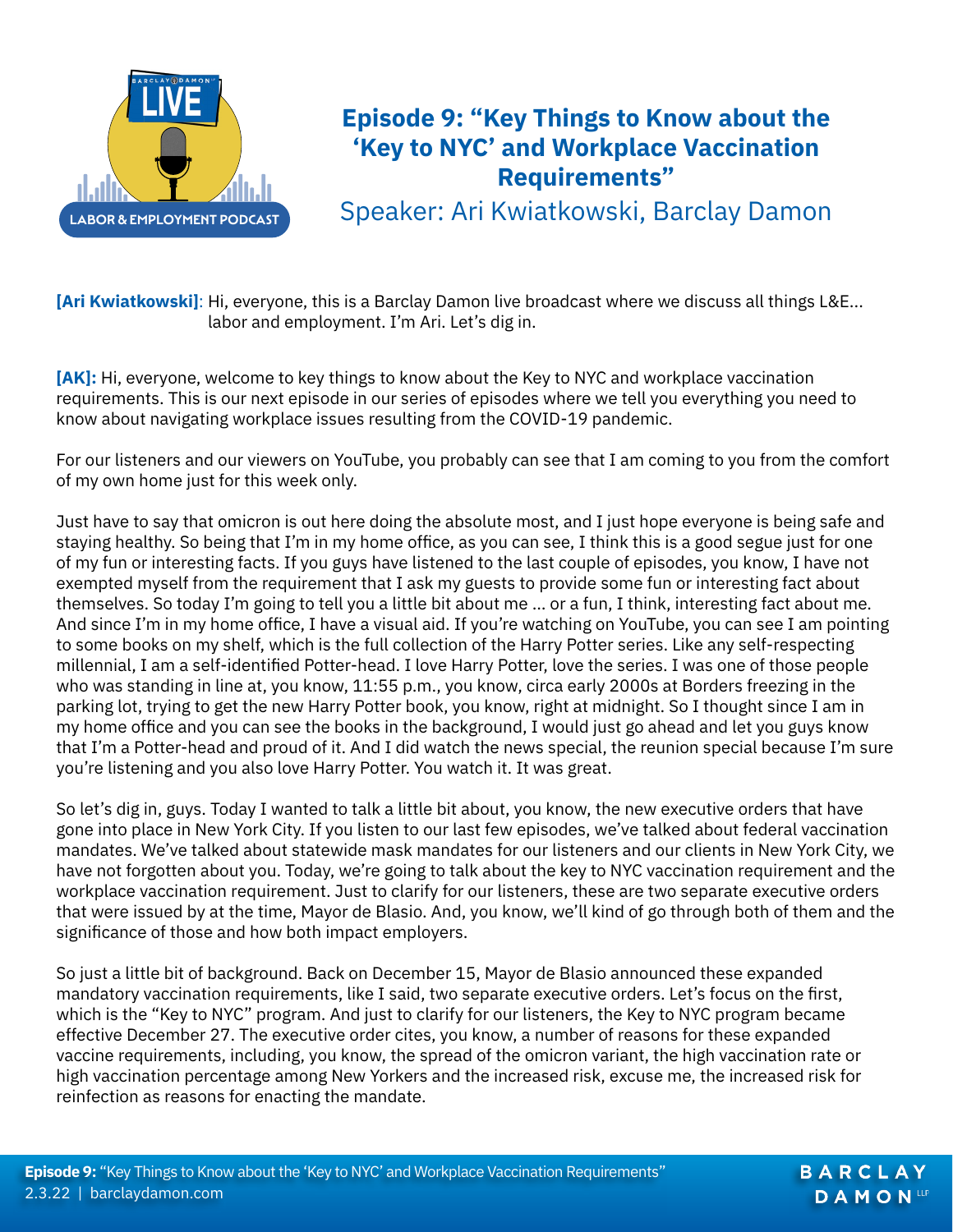# Episode 9: "Key Things to Know about the 'Key to NYC' and Workplace Vaccination Requirements"

Speaker: Ari Kwiatkowski, Barclay Damon

**[Ari Kwiatkowski]**: Hi, everyone, this is a Barclay Damon live broadcast where we discuss all things L&E... labor and employment. I'm Ari. Let's dig in.

**[AK]:** Hi, everyone, welcome to key things to know about the Key to NYC and workplace vaccination requirements. This is our next episode in our series of episodes where we tell you everything you need to know about navigating workplace issues resulting from the COVID-19 pandemic.

For our listeners and our viewers on YouTube, you probably can see that I am coming to you from the comfort of my own home just for this week only.

Just have to say that omicron is out here doing the absolute most, and I just hope everyone is being safe and staying healthy. So being that I'm in my home office, as you can see, I think this is a good segue just for one of my fun or interesting facts. If you guys have listened to the last couple of episodes, you know, I have not exempted myself from the requirement that I ask my guests to provide some fun or interesting fact about themselves. So today I'm going to tell you a little bit about me ... or a fun, I think, interesting fact about me. And since I'm in my home office, I have a visual aid. If you're watching on YouTube, you can see I am pointing to some books on my shelf, which is the full collection of the Harry Potter series. Like any self-respecting millennial, I am a self-identified Potter-head. I love Harry Potter, love the series. I was one of those people who was standing in line at, you know, 11:55 p.m., you know, circa early 2000s at Borders freezing in the parking lot, trying to get the new Harry Potter book, you know, right at midnight. So I thought since I am in my home office and you can see the books in the background, I would just go ahead and let you guys know that I'm a Potter-head and proud of it. And I did watch the news special, the reunion special because I'm sure you're listening and you also love Harry Potter. You watch it. It was great.

So let's dig in, guys. Today I wanted to talk a little bit about, you know, the new executive orders that have gone into place in New York City. If you listen to our last few episodes, we've talked about federal vaccination mandates. We've talked about statewide mask mandates for our listeners and our clients in New York City, we have not forgotten about you. Today, we're going to talk about the key to NYC vaccination requirement and the workplace vaccination requirement. Just to clarify for our listeners, these are two separate executive orders that were issued by at the time, Mayor de Blasio. And, you know, we'll kind of go through both of them and the significance of those and how both impact employers.

So just a little bit of background. Back on December 15, Mayor de Blasio announced these expanded mandatory vaccination requirements, like I said, two separate executive orders. Let's focus on the first, which is the "Key to NYC" program. And just to clarify for our listeners, the Key to NYC program became effective December 27. The executive order cites, you know, a number of reasons for these expanded vaccine requirements, including, you know, the spread of the omicron variant, the high vaccination rate or high vaccination percentage among New Yorkers and the increased risk, excuse me, the increased risk for reinfection as reasons for enacting the mandate.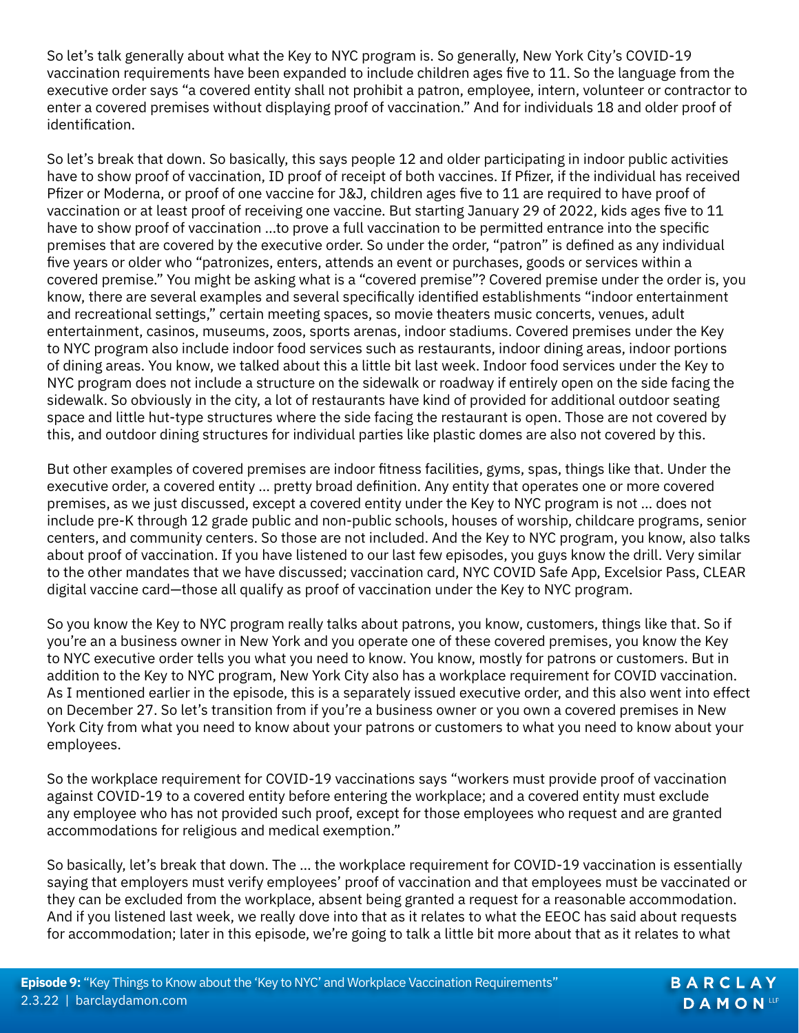So let's talk generally about what the Key to NYC program is. So generally, New York City's COVID-19 vaccination requirements have been expanded to include children ages five to 11. So the language from the executive order says "a covered entity shall not prohibit a patron, employee, intern, volunteer or contractor to enter a covered premises without displaying proof of vaccination." And for individuals 18 and older proof of identification.

So let's break that down. So basically, this says people 12 and older participating in indoor public activities have to show proof of vaccination, ID proof of receipt of both vaccines. If Pfizer, if the individual has received Pfizer or Moderna, or proof of one vaccine for J&J, children ages five to 11 are required to have proof of vaccination or at least proof of receiving one vaccine. But starting January 29 of 2022, kids ages five to 11 have to show proof of vaccination …to prove a full vaccination to be permitted entrance into the specific premises that are covered by the executive order. So under the order, "patron" is defined as any individual five years or older who "patronizes, enters, attends an event or purchases, goods or services within a covered premise." You might be asking what is a "covered premise"? Covered premise under the order is, you know, there are several examples and several specifically identified establishments "indoor entertainment and recreational settings," certain meeting spaces, so movie theaters music concerts, venues, adult entertainment, casinos, museums, zoos, sports arenas, indoor stadiums. Covered premises under the Key to NYC program also include indoor food services such as restaurants, indoor dining areas, indoor portions of dining areas. You know, we talked about this a little bit last week. Indoor food services under the Key to NYC program does not include a structure on the sidewalk or roadway if entirely open on the side facing the sidewalk. So obviously in the city, a lot of restaurants have kind of provided for additional outdoor seating space and little hut-type structures where the side facing the restaurant is open. Those are not covered by this, and outdoor dining structures for individual parties like plastic domes are also not covered by this.

But other examples of covered premises are indoor fitness facilities, gyms, spas, things like that. Under the executive order, a covered entity … pretty broad definition. Any entity that operates one or more covered premises, as we just discussed, except a covered entity under the Key to NYC program is not … does not include pre-K through 12 grade public and non-public schools, houses of worship, childcare programs, senior centers, and community centers. So those are not included. And the Key to NYC program, you know, also talks about proof of vaccination. If you have listened to our last few episodes, you guys know the drill. Very similar to the other mandates that we have discussed; vaccination card, NYC COVID Safe App, Excelsior Pass, CLEAR digital vaccine card—those all qualify as proof of vaccination under the Key to NYC program.

So you know the Key to NYC program really talks about patrons, you know, customers, things like that. So if you're an a business owner in New York and you operate one of these covered premises, you know the Key to NYC executive order tells you what you need to know. You know, mostly for patrons or customers. But in addition to the Key to NYC program, New York City also has a workplace requirement for COVID vaccination. As I mentioned earlier in the episode, this is a separately issued executive order, and this also went into effect on December 27. So let's transition from if you're a business owner or you own a covered premises in New York City from what you need to know about your patrons or customers to what you need to know about your employees.

So the workplace requirement for COVID-19 vaccinations says "workers must provide proof of vaccination against COVID-19 to a covered entity before entering the workplace; and a covered entity must exclude any employee who has not provided such proof, except for those employees who request and are granted accommodations for religious and medical exemption."

So basically, let's break that down. The … the workplace requirement for COVID-19 vaccination is essentially saying that employers must verify employees' proof of vaccination and that employees must be vaccinated or they can be excluded from the workplace, absent being granted a request for a reasonable accommodation. And if you listened last week, we really dove into that as it relates to what the EEOC has said about requests for accommodation; later in this episode, we're going to talk a little bit more about that as it relates to what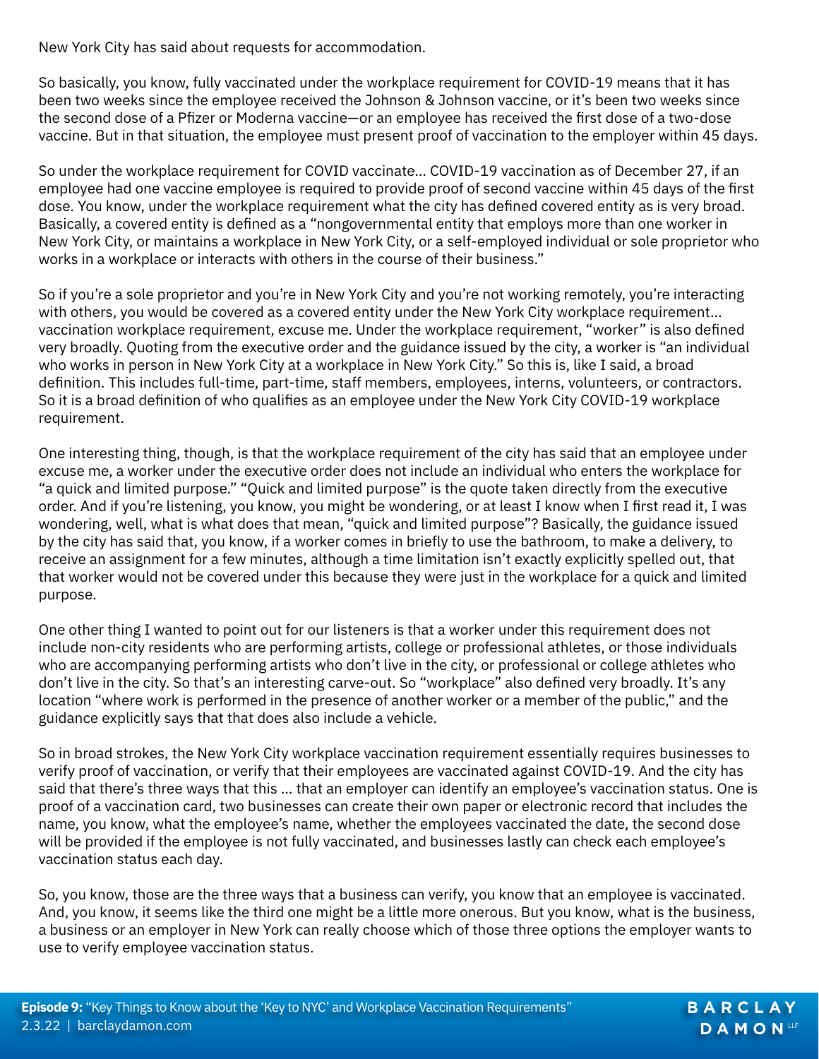New York City has said about requests for accommodation.

So basically, you know, fully vaccinated under the workplace requirement for COVID-19 means that it has been two weeks since the employee received the Johnson & Johnson vaccine, or it's been two weeks since the second dose of a Pfizer or Moderna vaccine—or an employee has received the first dose of a two-dose vaccine. But in that situation, the employee must present proof of vaccination to the employer within 45 days.

So under the workplace requirement for COVID vaccinate… COVID-19 vaccination as of December 27, if an employee had one vaccine employee is required to provide proof of second vaccine within 45 days of the first dose. You know, under the workplace requirement what the city has defined covered entity as is very broad. Basically, a covered entity is defined as a "nongovernmental entity that employs more than one worker in New York City, or maintains a workplace in New York City, or a self-employed individual or sole proprietor who works in a workplace or interacts with others in the course of their business."

So if you're a sole proprietor and you're in New York City and you're not working remotely, you're interacting with others, you would be covered as a covered entity under the New York City workplace requirement… vaccination workplace requirement, excuse me. Under the workplace requirement, "worker" is also defined very broadly. Quoting from the executive order and the guidance issued by the city, a worker is "an individual who works in person in New York City at a workplace in New York City." So this is, like I said, a broad definition. This includes full-time, part-time, staff members, employees, interns, volunteers, or contractors. So it is a broad definition of who qualifies as an employee under the New York City COVID-19 workplace requirement.

One interesting thing, though, is that the workplace requirement of the city has said that an employee under excuse me, a worker under the executive order does not include an individual who enters the workplace for "a quick and limited purpose." "Quick and limited purpose" is the quote taken directly from the executive order. And if you're listening, you know, you might be wondering, or at least I know when I first read it, I was wondering, well, what is what does that mean, "quick and limited purpose"? Basically, the guidance issued by the city has said that, you know, if a worker comes in briefly to use the bathroom, to make a delivery, to receive an assignment for a few minutes, although a time limitation isn't exactly explicitly spelled out, that that worker would not be covered under this because they were just in the workplace for a quick and limited purpose.

One other thing I wanted to point out for our listeners is that a worker under this requirement does not include non-city residents who are performing artists, college or professional athletes, or those individuals who are accompanying performing artists who don't live in the city, or professional or college athletes who don't live in the city. So that's an interesting carve-out. So "workplace" also defined very broadly. It's any location "where work is performed in the presence of another worker or a member of the public," and the guidance explicitly says that that does also include a vehicle.

So in broad strokes, the New York City workplace vaccination requirement essentially requires businesses to verify proof of vaccination, or verify that their employees are vaccinated against COVID-19. And the city has said that there's three ways that this … that an employer can identify an employee's vaccination status. One is proof of a vaccination card, two businesses can create their own paper or electronic record that includes the name, you know, what the employee's name, whether the employees vaccinated the date, the second dose will be provided if the employee is not fully vaccinated, and businesses lastly can check each employee's vaccination status each day.

So, you know, those are the three ways that a business can verify, you know that an employee is vaccinated. And, you know, it seems like the third one might be a little more onerous. But you know, what is the business, a business or an employer in New York can really choose which of those three options the employer wants to use to verify employee vaccination status.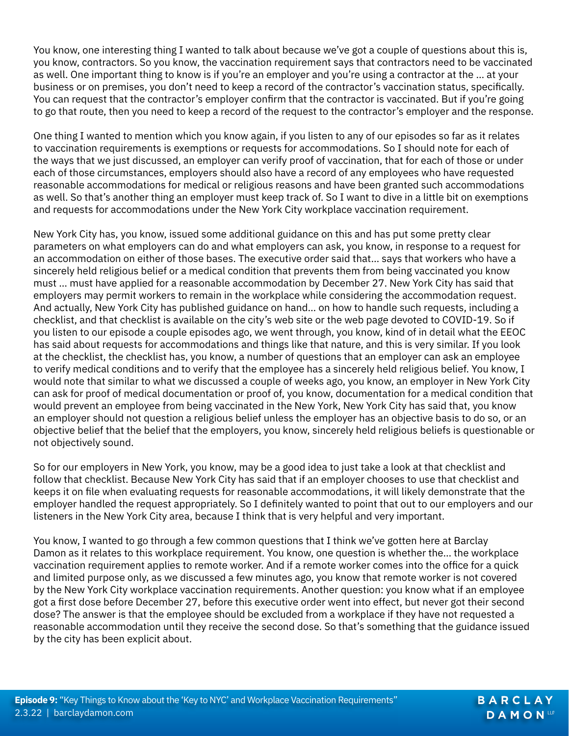You know, one interesting thing I wanted to talk about because we've got a couple of questions about this is, you know, contractors. So you know, the vaccination requirement says that contractors need to be vaccinated as well. One important thing to know is if you're an employer and you're using a contractor at the ... at your business or on premises, you don't need to keep a record of the contractor's vaccination status, specifically. You can request that the contractor's employer confirm that the contractor is vaccinated. But if you're going to go that route, then you need to keep a record of the request to the contractor's employer and the response.

One thing I wanted to mention which you know again, if you listen to any of our episodes so far as it relates to vaccination requirements is exemptions or requests for accommodations. So I should note for each of the ways that we just discussed, an employer can verify proof of vaccination, that for each of those or under each of those circumstances, employers should also have a record of any employees who have requested reasonable accommodations for medical or religious reasons and have been granted such accommodations as well. So that's another thing an employer must keep track of. So I want to dive in a little bit on exemptions and requests for accommodations under the New York City workplace vaccination requirement.

New York City has, you know, issued some additional guidance on this and has put some pretty clear parameters on what employers can do and what employers can ask, you know, in response to a request for an accommodation on either of those bases. The executive order said that... says that workers who have a sincerely held religious belief or a medical condition that prevents them from being vaccinated you know must ... must have applied for a reasonable accommodation by December 27. New York City has said that employers may permit workers to remain in the workplace while considering the accommodation request. And actually, New York City has published guidance on hand... on how to handle such requests, including a checklist, and that checklist is available on the city's web site or the web page devoted to COVID-19. So if you listen to our episode a couple episodes ago, we went through, you know, kind of in detail what the EEOC has said about requests for accommodations and things like that nature, and this is very similar. If you look at the checklist, the checklist has, you know, a number of questions that an employer can ask an employee to verify medical conditions and to verify that the employee has a sincerely held religious belief. You know, I would note that similar to what we discussed a couple of weeks ago, you know, an employer in New York City can ask for proof of medical documentation or proof of, you know, documentation for a medical condition that would prevent an employee from being vaccinated in the New York, New York City has said that, you know an employer should not question a religious belief unless the employer has an objective basis to do so, or an objective belief that the belief that the employers, you know, sincerely held religious beliefs is questionable or not objectively sound.

So for our employers in New York, you know, may be a good idea to just take a look at that checklist and follow that checklist. Because New York City has said that if an employer chooses to use that checklist and keeps it on file when evaluating requests for reasonable accommodations, it will likely demonstrate that the employer handled the request appropriately. So I definitely wanted to point that out to our employers and our listeners in the New York City area, because I think that is very helpful and very important.

You know, I wanted to go through a few common questions that I think we've gotten here at Barclay Damon as it relates to this workplace requirement. You know, one question is whether the... the workplace vaccination requirement applies to remote worker. And if a remote worker comes into the office for a quick and limited purpose only, as we discussed a few minutes ago, you know that remote worker is not covered by the New York City workplace vaccination requirements. Another question: you know what if an employee got a first dose before December 27, before this executive order went into effect, but never got their second dose? The answer is that the employee should be excluded from a workplace if they have not requested a reasonable accommodation until they receive the second dose. So that's something that the guidance issued by the city has been explicit about.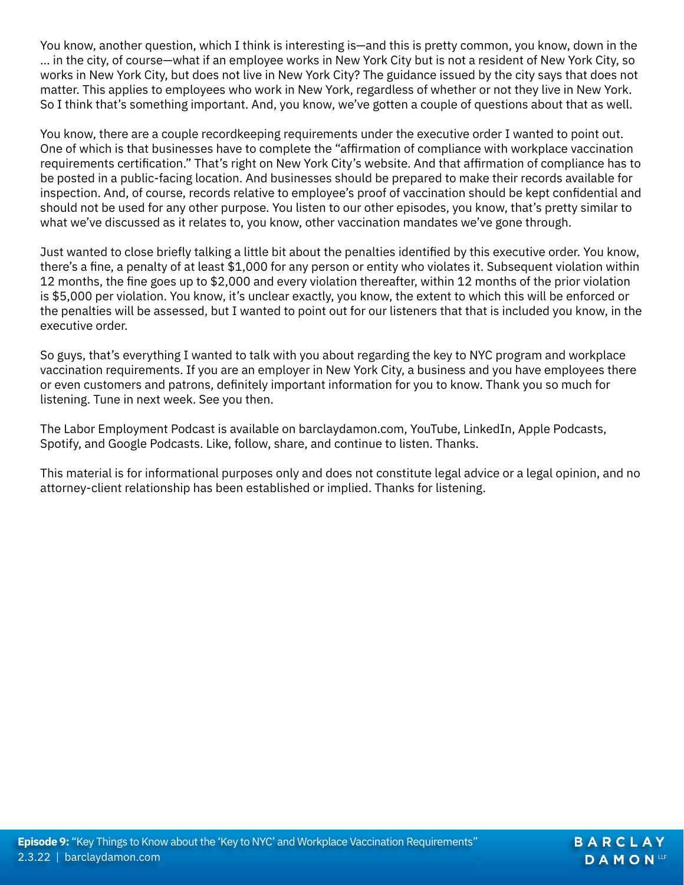You know, another question, which I think is interesting is—and this is pretty common, you know, down in the … in the city, of course—what if an employee works in New York City but is not a resident of New York City, so works in New York City, but does not live in New York City? The guidance issued by the city says that does not matter. This applies to employees who work in New York, regardless of whether or not they live in New York. So I think that's something important. And, you know, we've gotten a couple of questions about that as well.

You know, there are a couple recordkeeping requirements under the executive order I wanted to point out. One of which is that businesses have to complete the "affirmation of compliance with workplace vaccination requirements certification." That's right on New York City's website. And that affirmation of compliance has to be posted in a public-facing location. And businesses should be prepared to make their records available for inspection. And, of course, records relative to employee's proof of vaccination should be kept confidential and should not be used for any other purpose. You listen to our other episodes, you know, that's pretty similar to what we've discussed as it relates to, you know, other vaccination mandates we've gone through.

Just wanted to close briefly talking a little bit about the penalties identified by this executive order. You know, there's a fine, a penalty of at least $1,000 for any person or entity who violates it. Subsequent violation within 12 months, the fine goes up to $2,000 and every violation thereafter, within 12 months of the prior violation is $5,000 per violation. You know, it's unclear exactly, you know, the extent to which this will be enforced or the penalties will be assessed, but I wanted to point out for our listeners that that is included you know, in the executive order.

So guys, that's everything I wanted to talk with you about regarding the key to NYC program and workplace vaccination requirements. If you are an employer in New York City, a business and you have employees there or even customers and patrons, definitely important information for you to know. Thank you so much for listening. Tune in next week. See you then.

The Labor Employment Podcast is available on barclaydamon.com, YouTube, LinkedIn, Apple Podcasts, Spotify, and Google Podcasts. Like, follow, share, and continue to listen. Thanks.

This material is for informational purposes only and does not constitute legal advice or a legal opinion, and no attorney-client relationship has been established or implied. Thanks for listening.